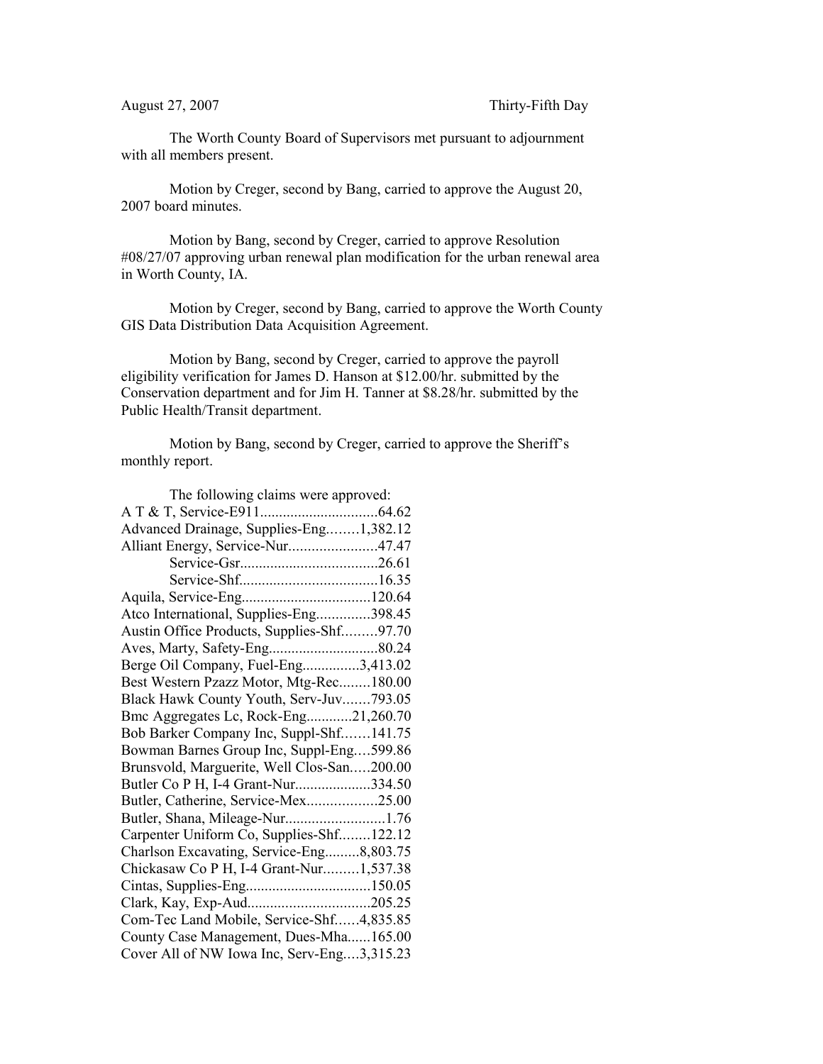August 27, 2007 Thirty-Fifth Day

The Worth County Board of Supervisors met pursuant to adjournment with all members present.

Motion by Creger, second by Bang, carried to approve the August 20, 2007 board minutes.

Motion by Bang, second by Creger, carried to approve Resolution #08/27/07 approving urban renewal plan modification for the urban renewal area in Worth County, IA.

Motion by Creger, second by Bang, carried to approve the Worth County GIS Data Distribution Data Acquisition Agreement.

Motion by Bang, second by Creger, carried to approve the payroll eligibility verification for James D. Hanson at $12.00/hr. submitted by the Conservation department and for Jim H. Tanner at $8.28/hr. submitted by the Public Health/Transit department.

Motion by Bang, second by Creger, carried to approve the Sheriff's monthly report.

The following claims were approved:

A T & T, Service-E911...............................64.62
Advanced Drainage, Supplies-Eng........1,382.12
Alliant Energy, Service-Nur.......................47.47
Service-Gsr....................................26.61
Service-Shf....................................16.35
Aquila, Service-Eng..................................120.64
Atco International, Supplies-Eng..............398.45
Austin Office Products, Supplies-Shf.........97.70
Aves, Marty, Safety-Eng.............................80.24
Berge Oil Company, Fuel-Eng...............3,413.02
Best Western Pzazz Motor, Mtg-Rec........180.00
Black Hawk County Youth, Serv-Juv.......793.05
Bmc Aggregates Lc, Rock-Eng............21,260.70
Bob Barker Company Inc, Suppl-Shf.......141.75
Bowman Barnes Group Inc, Suppl-Eng....599.86
Brunsvold, Marguerite, Well Clos-San.....200.00
Butler Co P H, I-4 Grant-Nur....................334.50
Butler, Catherine, Service-Mex..................25.00
Butler, Shana, Mileage-Nur..........................1.76
Carpenter Uniform Co, Supplies-Shf........122.12
Charlson Excavating, Service-Eng.........8,803.75
Chickasaw Co P H, I-4 Grant-Nur.........1,537.38
Cintas, Supplies-Eng.................................150.05
Clark, Kay, Exp-Aud................................205.25
Com-Tec Land Mobile, Service-Shf......4,835.85
County Case Management, Dues-Mha......165.00
Cover All of NW Iowa Inc, Serv-Eng....3,315.23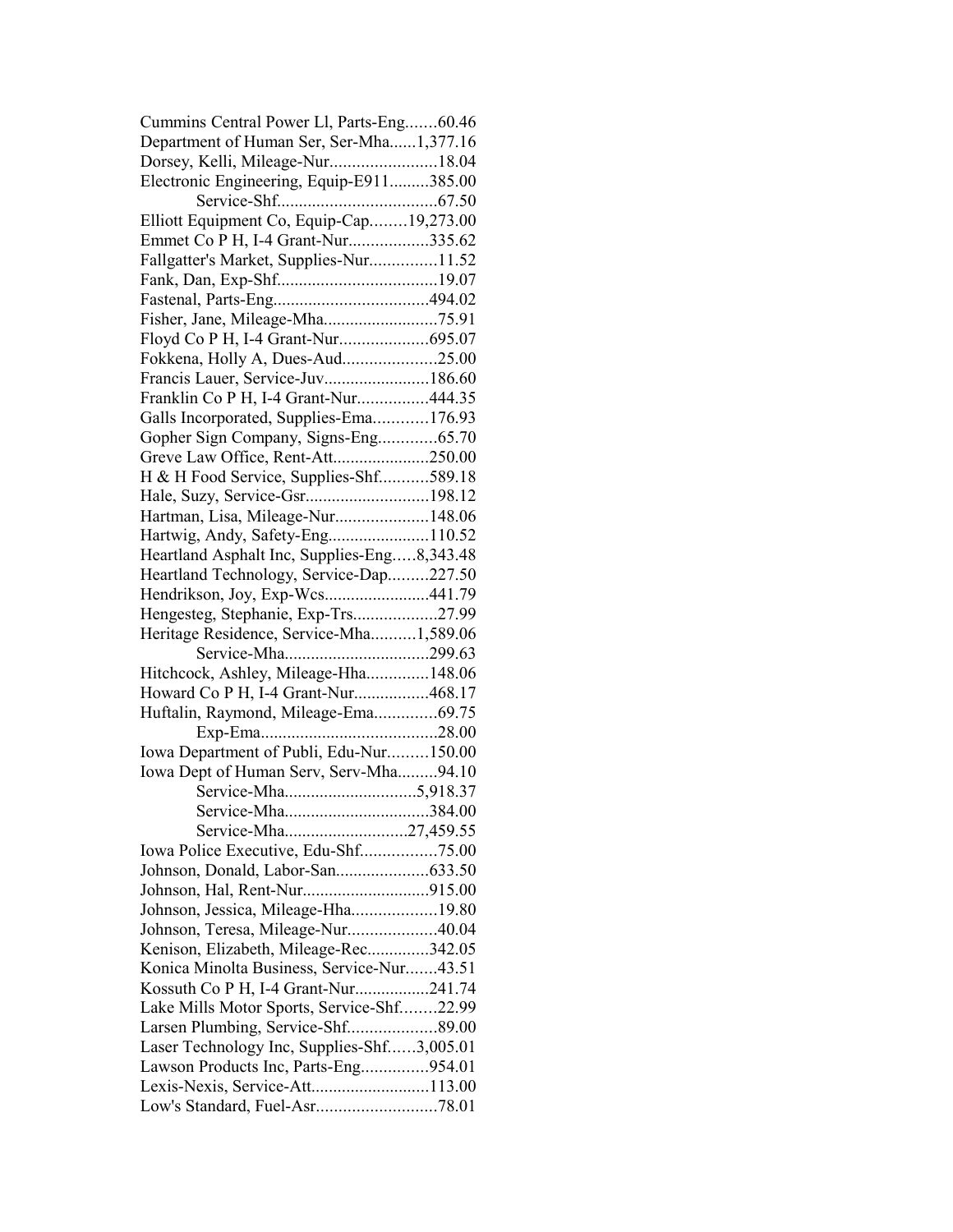Cummins Central Power Ll, Parts-Eng.......60.46
Department of Human Ser, Ser-Mha......1,377.16
Dorsey, Kelli, Mileage-Nur........................18.04
Electronic Engineering, Equip-E911.........385.00
Service-Shf....................................67.50
Elliott Equipment Co, Equip-Cap........19,273.00
Emmet Co P H, I-4 Grant-Nur..................335.62
Fallgatter's Market, Supplies-Nur...............11.52
Fank, Dan, Exp-Shf....................................19.07
Fastenal, Parts-Eng...................................494.02
Fisher, Jane, Mileage-Mha..........................75.91
Floyd Co P H, I-4 Grant-Nur....................695.07
Fokkena, Holly A, Dues-Aud.....................25.00
Francis Lauer, Service-Juv........................186.60
Franklin Co P H, I-4 Grant-Nur................444.35
Galls Incorporated, Supplies-Ema............176.93
Gopher Sign Company, Signs-Eng.............65.70
Greve Law Office, Rent-Att......................250.00
H & H Food Service, Supplies-Shf...........589.18
Hale, Suzy, Service-Gsr............................198.12
Hartman, Lisa, Mileage-Nur.....................148.06
Hartwig, Andy, Safety-Eng.......................110.52
Heartland Asphalt Inc, Supplies-Eng.....8,343.48
Heartland Technology, Service-Dap.........227.50
Hendrikson, Joy, Exp-Wcs........................441.79
Hengesteg, Stephanie, Exp-Trs...................27.99
Heritage Residence, Service-Mha..........1,589.06
Service-Mha................................299.63
Hitchcock, Ashley, Mileage-Hha..............148.06
Howard Co P H, I-4 Grant-Nur.................468.17
Huftalin, Raymond, Mileage-Ema..............69.75
Exp-Ema........................................28.00
Iowa Department of Publi, Edu-Nur.........150.00
Iowa Dept of Human Serv, Serv-Mha.........94.10
Service-Mha.............................5,918.37
Service-Mha................................384.00
Service-Mha...........................27,459.55
Iowa Police Executive, Edu-Shf.................75.00
Johnson, Donald, Labor-San.....................633.50
Johnson, Hal, Rent-Nur............................915.00
Johnson, Jessica, Mileage-Hha...................19.80
Johnson, Teresa, Mileage-Nur....................40.04
Kenison, Elizabeth, Mileage-Rec..............342.05
Konica Minolta Business, Service-Nur.......43.51
Kossuth Co P H, I-4 Grant-Nur.................241.74
Lake Mills Motor Sports, Service-Shf........22.99
Larsen Plumbing, Service-Shf....................89.00
Laser Technology Inc, Supplies-Shf......3,005.01
Lawson Products Inc, Parts-Eng...............954.01
Lexis-Nexis, Service-Att..........................113.00
Low's Standard, Fuel-Asr...........................78.01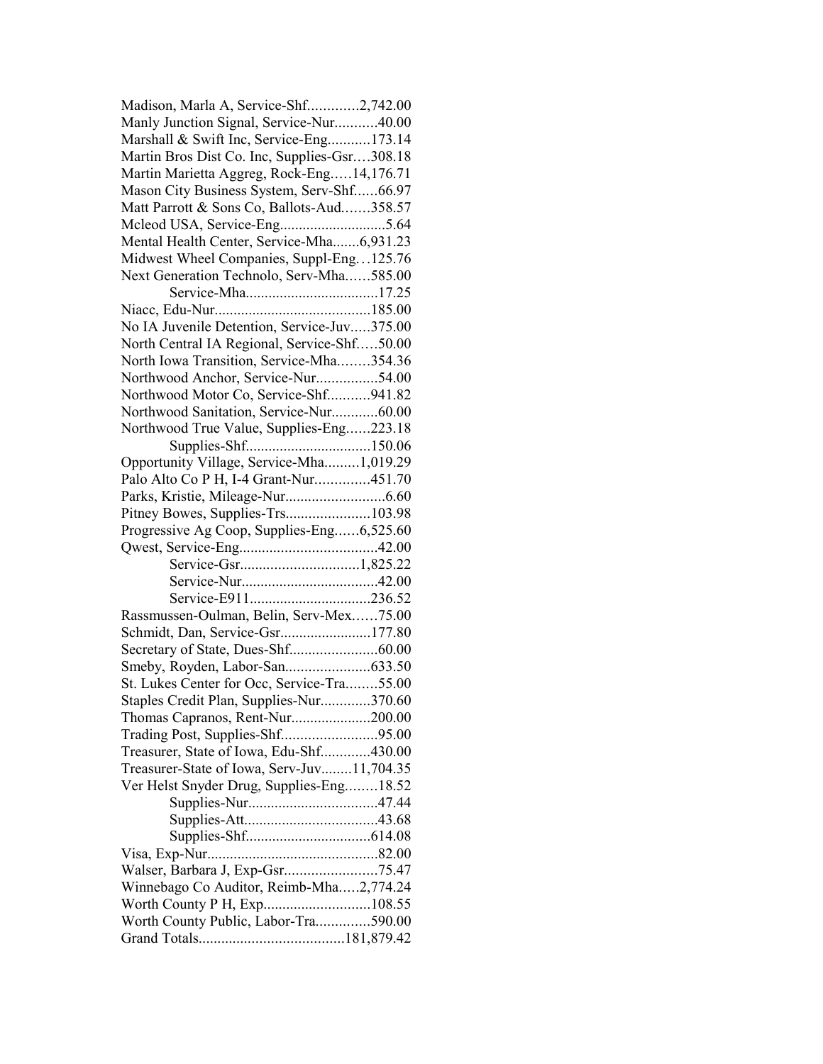Madison, Marla A, Service-Shf.............2,742.00
Manly Junction Signal, Service-Nur...........40.00
Marshall & Swift Inc, Service-Eng...........173.14
Martin Bros Dist Co. Inc, Supplies-Gsr….308.18
Martin Marietta Aggreg, Rock-Eng…..14,176.71
Mason City Business System, Serv-Shf......66.97
Matt Parrott & Sons Co, Ballots-Aud…....358.57
Mcleod USA, Service-Eng............................5.64
Mental Health Center, Service-Mha.......6,931.23
Midwest Wheel Companies, Suppl-Eng…125.76
Next Generation Technolo, Serv-Mha……585.00
Service-Mha..................................17.25
Niacc, Edu-Nur........................................185.00
No IA Juvenile Detention, Service-Juv.....375.00
North Central IA Regional, Service-Shf…..50.00
North Iowa Transition, Service-Mha……..354.36
Northwood Anchor, Service-Nur................54.00
Northwood Motor Co, Service-Shf...........941.82
Northwood Sanitation, Service-Nur............60.00
Northwood True Value, Supplies-Eng......223.18
Supplies-Shf................................150.06
Opportunity Village, Service-Mha.........1,019.29
Palo Alto Co P H, I-4 Grant-Nur..............451.70
Parks, Kristie, Mileage-Nur..........................6.60
Pitney Bowes, Supplies-Trs......................103.98
Progressive Ag Coop, Supplies-Eng......6,525.60
Qwest, Service-Eng....................................42.00
Service-Gsr...............................1,825.22
Service-Nur...................................42.00
Service-E911................................236.52
Rassmussen-Oulman, Belin, Serv-Mex……75.00
Schmidt, Dan, Service-Gsr........................177.80
Secretary of State, Dues-Shf.......................60.00
Smeby, Royden, Labor-San......................633.50
St. Lukes Center for Occ, Service-Tra........55.00
Staples Credit Plan, Supplies-Nur.............370.60
Thomas Capranos, Rent-Nur.....................200.00
Trading Post, Supplies-Shf.........................95.00
Treasurer, State of Iowa, Edu-Shf.............430.00
Treasurer-State of Iowa, Serv-Juv........11,704.35
Ver Helst Snyder Drug, Supplies-Eng........18.52
Supplies-Nur..................................47.44
Supplies-Att..................................43.68
Supplies-Shf................................614.08
Visa, Exp-Nur............................................82.00
Walser, Barbara J, Exp-Gsr........................75.47
Winnebago Co Auditor, Reimb-Mha…..2,774.24
Worth County P H, Exp............................108.55
Worth County Public, Labor-Tra..............590.00
Grand Totals......................................181,879.42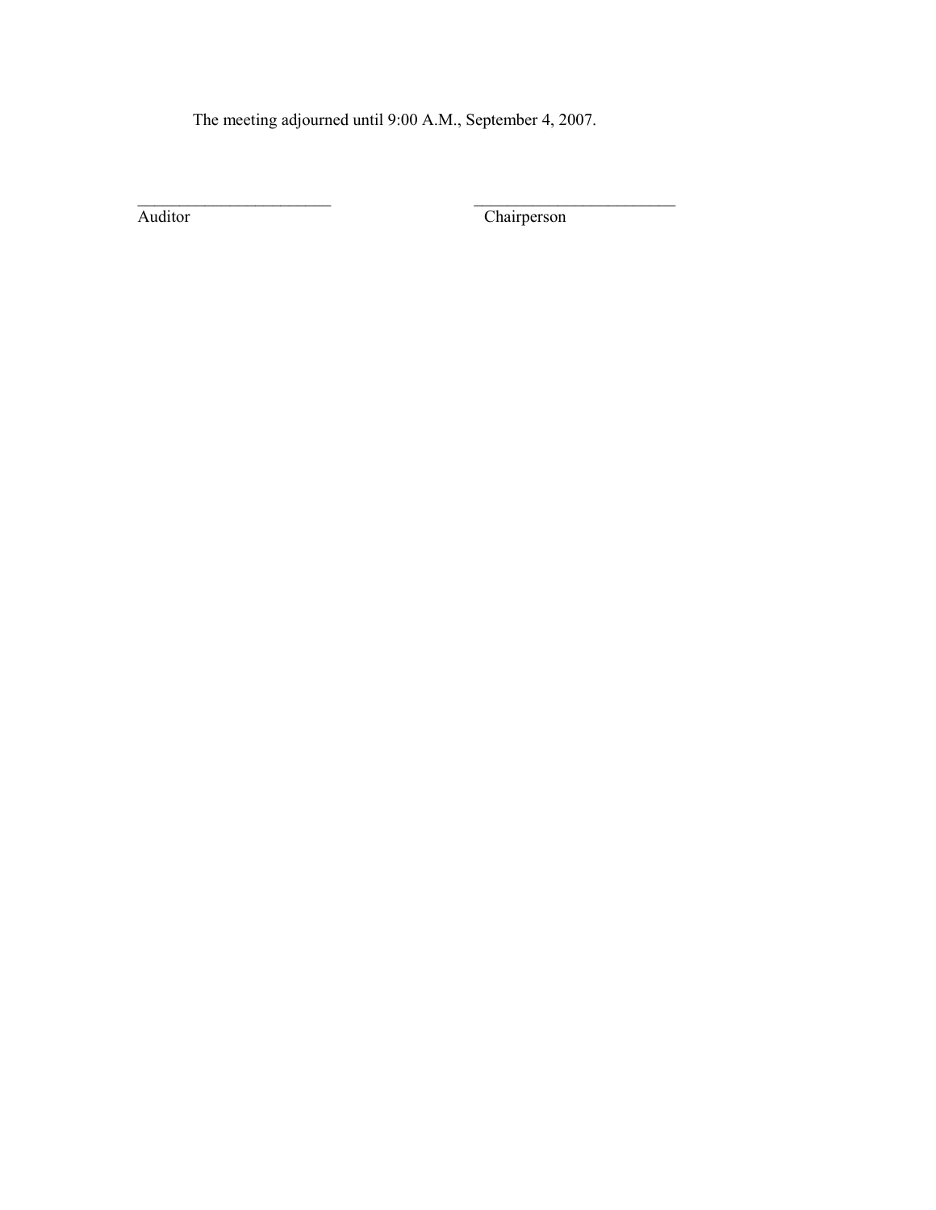The meeting adjourned until 9:00 A.M., September 4, 2007.

| | |
|---|---|
| ________________________ | _________________________ |
| Auditor | Chairperson |